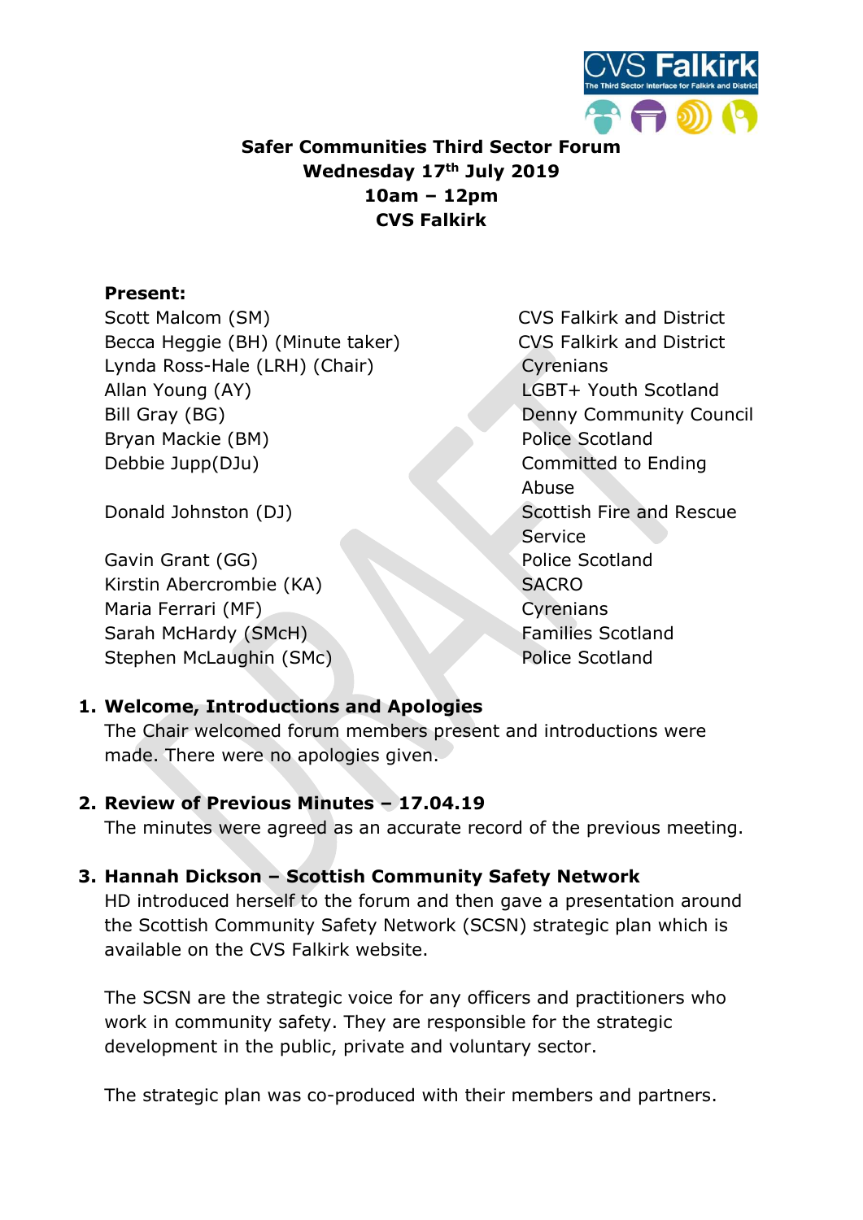**Safer Communities Third Sector Forum**
**Wednesday 17th July 2019**
**10am – 12pm**
**CVS Falkirk**

**Present:**

| | |
|---|---|
| Scott Malcom (SM) | CVS Falkirk and District |
| Becca Heggie (BH) (Minute taker) | CVS Falkirk and District |
| Lynda Ross-Hale (LRH) (Chair) | Cyrenians |
| Allan Young (AY) | LGBT+ Youth Scotland |
| Bill Gray (BG) | Denny Community Council |
| Bryan Mackie (BM) | Police Scotland |
| Debbie Jupp(DJu) | Committed to Ending Abuse |
| Donald Johnston (DJ) | Scottish Fire and Rescue Service |
| Gavin Grant (GG) | Police Scotland |
| Kirstin Abercrombie (KA) | SACRO |
| Maria Ferrari (MF) | Cyrenians |
| Sarah McHardy (SMcH) | Families Scotland |
| Stephen McLaughin (SMc) | Police Scotland |

1. **Welcome, Introductions and Apologies**
   The Chair welcomed forum members present and introductions were made. There were no apologies given.

2. **Review of Previous Minutes – 17.04.19**
   The minutes were agreed as an accurate record of the previous meeting.

3. **Hannah Dickson – Scottish Community Safety Network**
   HD introduced herself to the forum and then gave a presentation around the Scottish Community Safety Network (SCSN) strategic plan which is available on the CVS Falkirk website.

   The SCSN are the strategic voice for any officers and practitioners who work in community safety. They are responsible for the strategic development in the public, private and voluntary sector.

   The strategic plan was co-produced with their members and partners.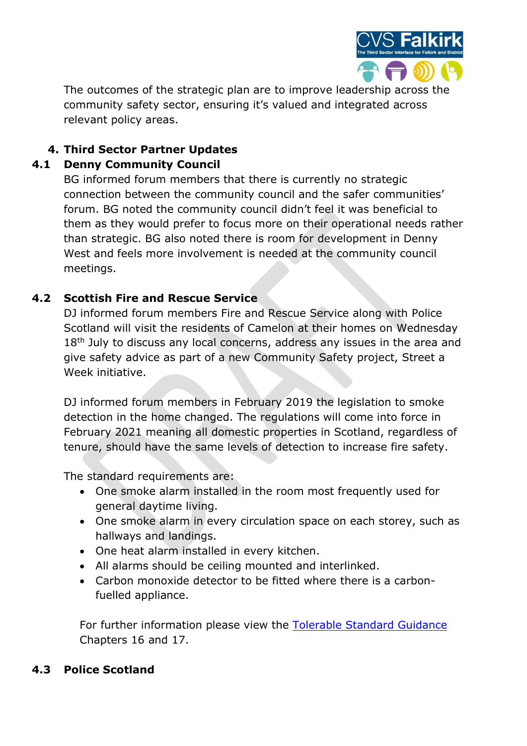The outcomes of the strategic plan are to improve leadership across the community safety sector, ensuring it's valued and integrated across relevant policy areas.

## 4. Third Sector Partner Updates

### 4.1 Denny Community Council

BG informed forum members that there is currently no strategic connection between the community council and the safer communities' forum. BG noted the community council didn't feel it was beneficial to them as they would prefer to focus more on their operational needs rather than strategic. BG also noted there is room for development in Denny West and feels more involvement is needed at the community council meetings.

### 4.2 Scottish Fire and Rescue Service

DJ informed forum members Fire and Rescue Service along with Police Scotland will visit the residents of Camelon at their homes on Wednesday 18th July to discuss any local concerns, address any issues in the area and give safety advice as part of a new Community Safety project, Street a Week initiative.

DJ informed forum members in February 2019 the legislation to smoke detection in the home changed. The regulations will come into force in February 2021 meaning all domestic properties in Scotland, regardless of tenure, should have the same levels of detection to increase fire safety.

The standard requirements are:

- One smoke alarm installed in the room most frequently used for general daytime living.
- One smoke alarm in every circulation space on each storey, such as hallways and landings.
- One heat alarm installed in every kitchen.
- All alarms should be ceiling mounted and interlinked.
- Carbon monoxide detector to be fitted where there is a carbon-fuelled appliance.

For further information please view the Tolerable Standard Guidance Chapters 16 and 17.

### 4.3 Police Scotland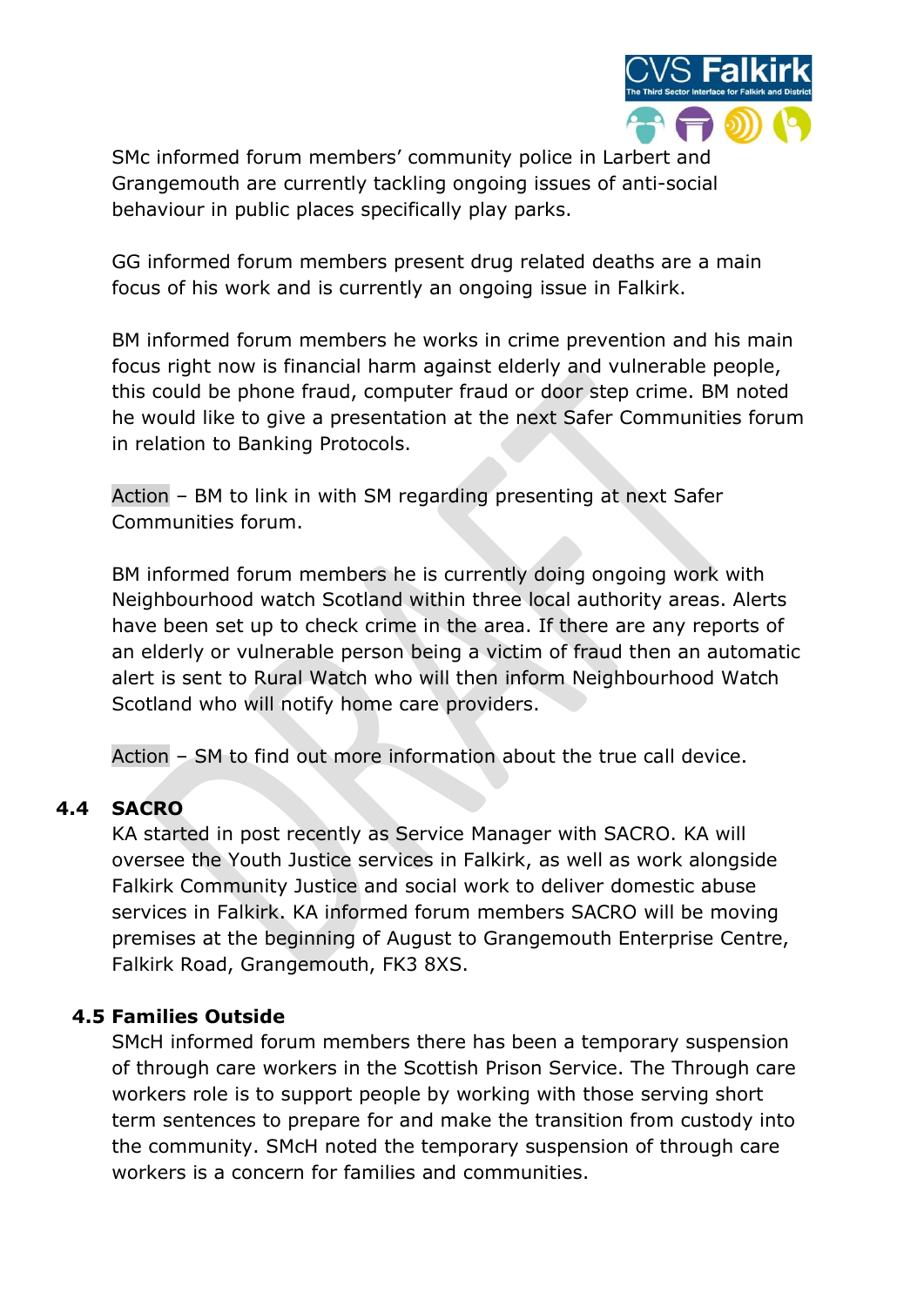SMc informed forum members' community police in Larbert and Grangemouth are currently tackling ongoing issues of anti-social behaviour in public places specifically play parks.

GG informed forum members present drug related deaths are a main focus of his work and is currently an ongoing issue in Falkirk.

BM informed forum members he works in crime prevention and his main focus right now is financial harm against elderly and vulnerable people, this could be phone fraud, computer fraud or door step crime. BM noted he would like to give a presentation at the next Safer Communities forum in relation to Banking Protocols.

Action – BM to link in with SM regarding presenting at next Safer Communities forum.

BM informed forum members he is currently doing ongoing work with Neighbourhood watch Scotland within three local authority areas. Alerts have been set up to check crime in the area. If there are any reports of an elderly or vulnerable person being a victim of fraud then an automatic alert is sent to Rural Watch who will then inform Neighbourhood Watch Scotland who will notify home care providers.

Action – SM to find out more information about the true call device.

### 4.4 SACRO

KA started in post recently as Service Manager with SACRO. KA will oversee the Youth Justice services in Falkirk, as well as work alongside Falkirk Community Justice and social work to deliver domestic abuse services in Falkirk. KA informed forum members SACRO will be moving premises at the beginning of August to Grangemouth Enterprise Centre, Falkirk Road, Grangemouth, FK3 8XS.

### 4.5 Families Outside

SMcH informed forum members there has been a temporary suspension of through care workers in the Scottish Prison Service. The Through care workers role is to support people by working with those serving short term sentences to prepare for and make the transition from custody into the community. SMcH noted the temporary suspension of through care workers is a concern for families and communities.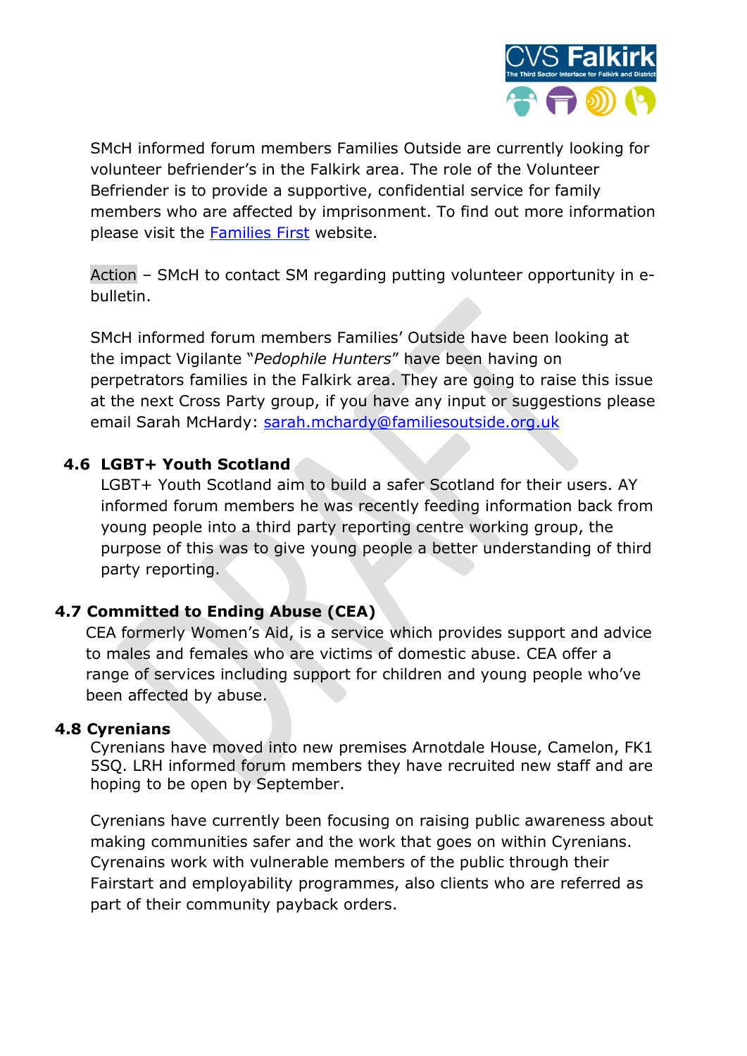SMcH informed forum members Families Outside are currently looking for volunteer befriender's in the Falkirk area. The role of the Volunteer Befriender is to provide a supportive, confidential service for family members who are affected by imprisonment. To find out more information please visit the [Families First]() website.

Action – SMcH to contact SM regarding putting volunteer opportunity in e-bulletin.

SMcH informed forum members Families' Outside have been looking at the impact Vigilante "*Pedophile Hunters*" have been having on perpetrators families in the Falkirk area. They are going to raise this issue at the next Cross Party group, if you have any input or suggestions please email Sarah McHardy: sarah.mchardy@familiesoutside.org.uk

### 4.6 LGBT+ Youth Scotland

LGBT+ Youth Scotland aim to build a safer Scotland for their users. AY informed forum members he was recently feeding information back from young people into a third party reporting centre working group, the purpose of this was to give young people a better understanding of third party reporting.

### 4.7 Committed to Ending Abuse (CEA)

CEA formerly Women's Aid, is a service which provides support and advice to males and females who are victims of domestic abuse. CEA offer a range of services including support for children and young people who've been affected by abuse.

### 4.8 Cyrenians

Cyrenians have moved into new premises Arnotdale House, Camelon, FK1 5SQ. LRH informed forum members they have recruited new staff and are hoping to be open by September.

Cyrenians have currently been focusing on raising public awareness about making communities safer and the work that goes on within Cyrenians. Cyrenains work with vulnerable members of the public through their Fairstart and employability programmes, also clients who are referred as part of their community payback orders.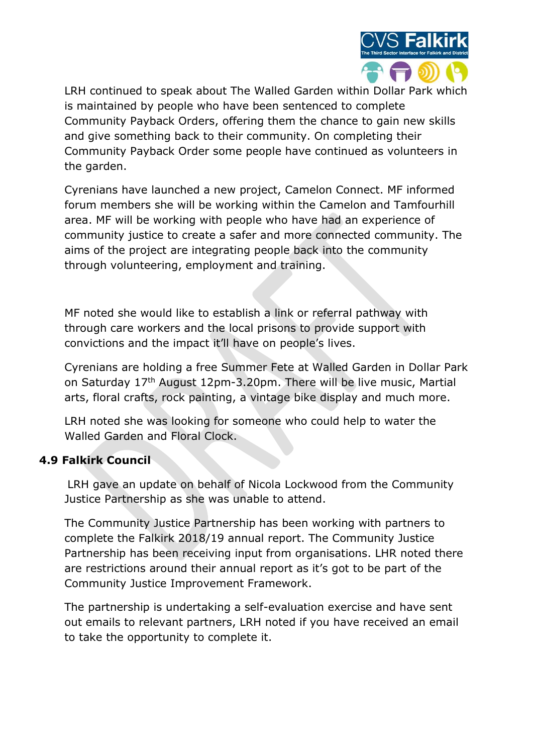LRH continued to speak about The Walled Garden within Dollar Park which is maintained by people who have been sentenced to complete Community Payback Orders, offering them the chance to gain new skills and give something back to their community. On completing their Community Payback Order some people have continued as volunteers in the garden.

Cyrenians have launched a new project, Camelon Connect. MF informed forum members she will be working within the Camelon and Tamfourhill area. MF will be working with people who have had an experience of community justice to create a safer and more connected community. The aims of the project are integrating people back into the community through volunteering, employment and training.

MF noted she would like to establish a link or referral pathway with through care workers and the local prisons to provide support with convictions and the impact it'll have on people's lives.

Cyrenians are holding a free Summer Fete at Walled Garden in Dollar Park on Saturday 17th August 12pm-3.20pm. There will be live music, Martial arts, floral crafts, rock painting, a vintage bike display and much more.

LRH noted she was looking for someone who could help to water the Walled Garden and Floral Clock.

### 4.9 Falkirk Council

LRH gave an update on behalf of Nicola Lockwood from the Community Justice Partnership as she was unable to attend.

The Community Justice Partnership has been working with partners to complete the Falkirk 2018/19 annual report. The Community Justice Partnership has been receiving input from organisations. LHR noted there are restrictions around their annual report as it's got to be part of the Community Justice Improvement Framework.

The partnership is undertaking a self-evaluation exercise and have sent out emails to relevant partners, LRH noted if you have received an email to take the opportunity to complete it.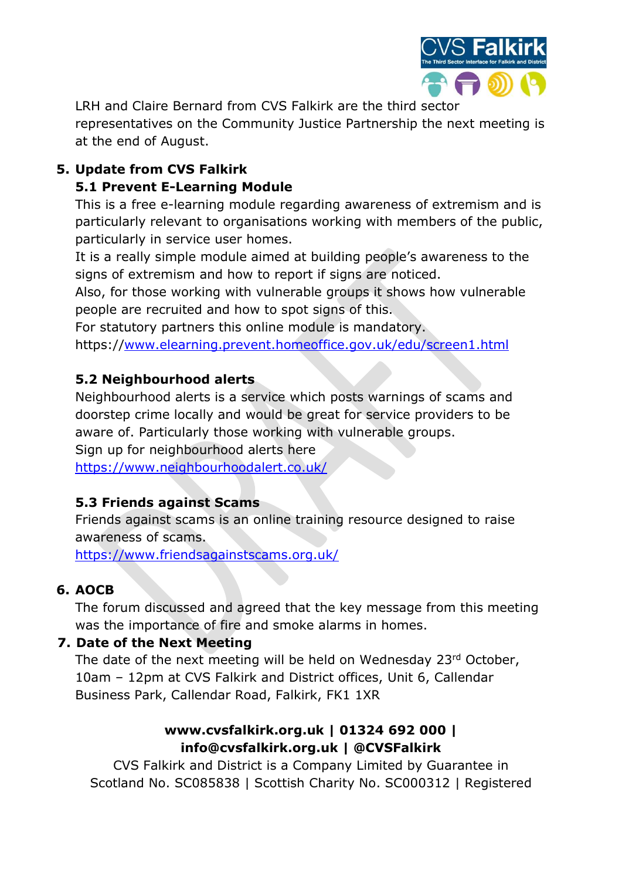LRH and Claire Bernard from CVS Falkirk are the third sector representatives on the Community Justice Partnership the next meeting is at the end of August.

## 5. Update from CVS Falkirk

### 5.1 Prevent E-Learning Module

This is a free e-learning module regarding awareness of extremism and is particularly relevant to organisations working with members of the public, particularly in service user homes.

It is a really simple module aimed at building people's awareness to the signs of extremism and how to report if signs are noticed.

Also, for those working with vulnerable groups it shows how vulnerable people are recruited and how to spot signs of this.

For statutory partners this online module is mandatory.

https://www.elearning.prevent.homeoffice.gov.uk/edu/screen1.html

### 5.2 Neighbourhood alerts

Neighbourhood alerts is a service which posts warnings of scams and doorstep crime locally and would be great for service providers to be aware of. Particularly those working with vulnerable groups.

Sign up for neighbourhood alerts here

https://www.neighbourhoodalert.co.uk/

### 5.3 Friends against Scams

Friends against scams is an online training resource designed to raise awareness of scams.

https://www.friendsagainstscams.org.uk/

## 6. AOCB

The forum discussed and agreed that the key message from this meeting was the importance of fire and smoke alarms in homes.

## 7. Date of the Next Meeting

The date of the next meeting will be held on Wednesday 23rd October, 10am – 12pm at CVS Falkirk and District offices, Unit 6, Callendar Business Park, Callendar Road, Falkirk, FK1 1XR

**www.cvsfalkirk.org.uk | 01324 692 000 | info@cvsfalkirk.org.uk | @CVSFalkirk**

CVS Falkirk and District is a Company Limited by Guarantee in Scotland No. SC085838 | Scottish Charity No. SC000312 | Registered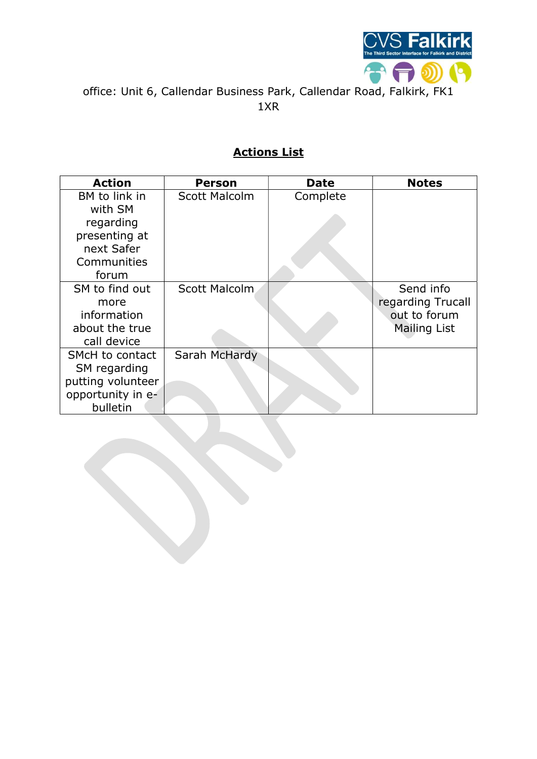office: Unit 6, Callendar Business Park, Callendar Road, Falkirk, FK1 1XR

## Actions List

| Action | Person | Date | Notes |
| --- | --- | --- | --- |
| BM to link in with SM regarding presenting at next Safer Communities forum | Scott Malcolm | Complete | |
| SM to find out more information about the true call device | Scott Malcolm | | Send info regarding Trucall out to forum Mailing List |
| SMcH to contact SM regarding putting volunteer opportunity in e-bulletin | Sarah McHardy | | |